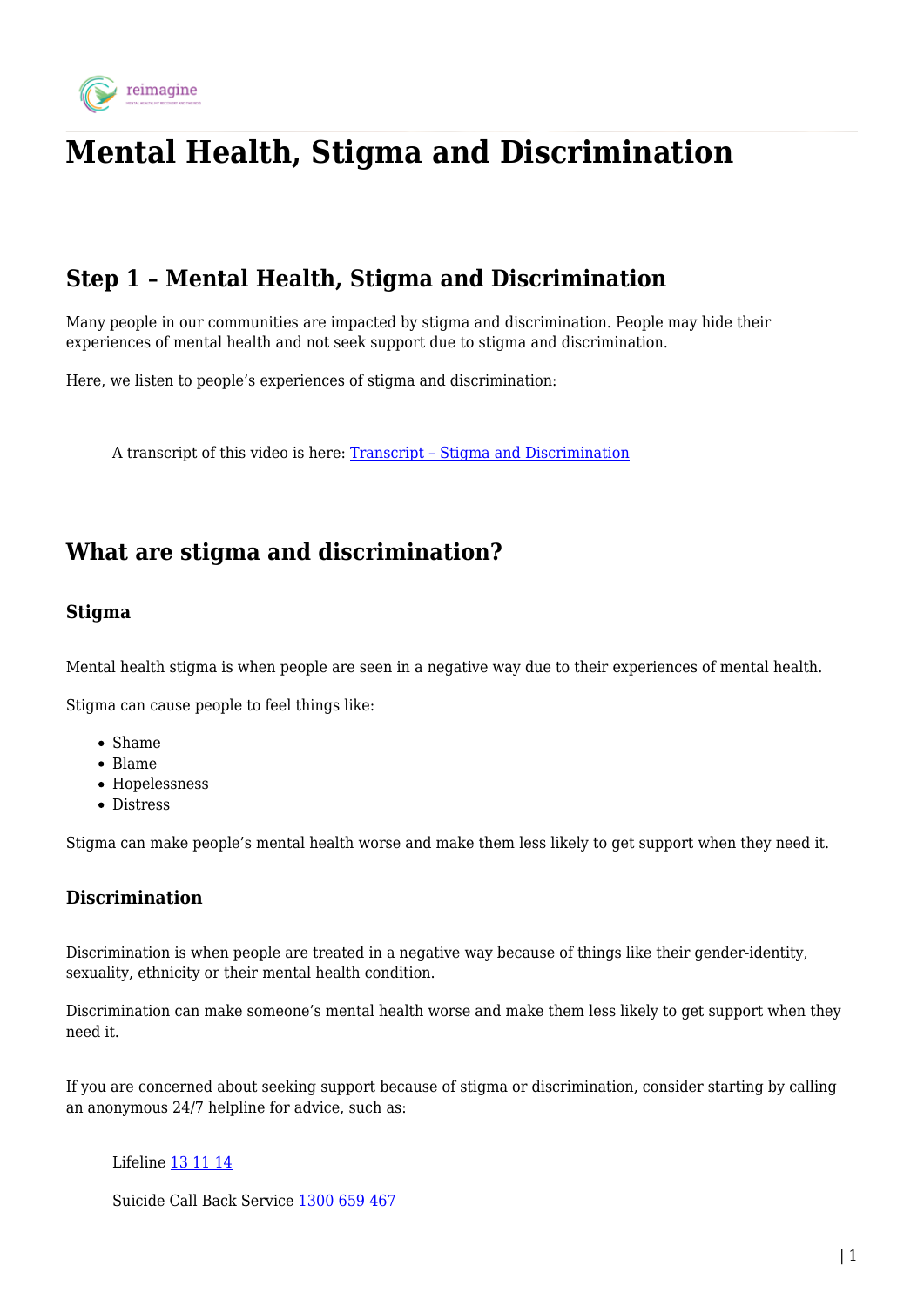# Mental Health, Stigma and Discrimination

## Step 1 – Mental Health, Stigma and Discrimination

Many people in our communities are impacted by stigma and discrimination. People may hide their experiences of mental health and not seek support due to stigma and discrimination.

Here, we listen to people's experiences of stigma and discrimination:

> A transcript of this video is here: [Transcript – Stigma and Discrimination]

## What are stigma and discrimination?

### Stigma

Mental health stigma is when people are seen in a negative way due to their experiences of mental health.

Stigma can cause people to feel things like:

- Shame
- Blame
- Hopelessness
- Distress

Stigma can make people's mental health worse and make them less likely to get support when they need it.

### Discrimination

Discrimination is when people are treated in a negative way because of things like their gender-identity, sexuality, ethnicity or their mental health condition.

Discrimination can make someone's mental health worse and make them less likely to get support when they need it.

If you are concerned about seeking support because of stigma or discrimination, consider starting by calling an anonymous 24/7 helpline for advice, such as:

> Lifeline 13 11 14
>
> Suicide Call Back Service 1300 659 467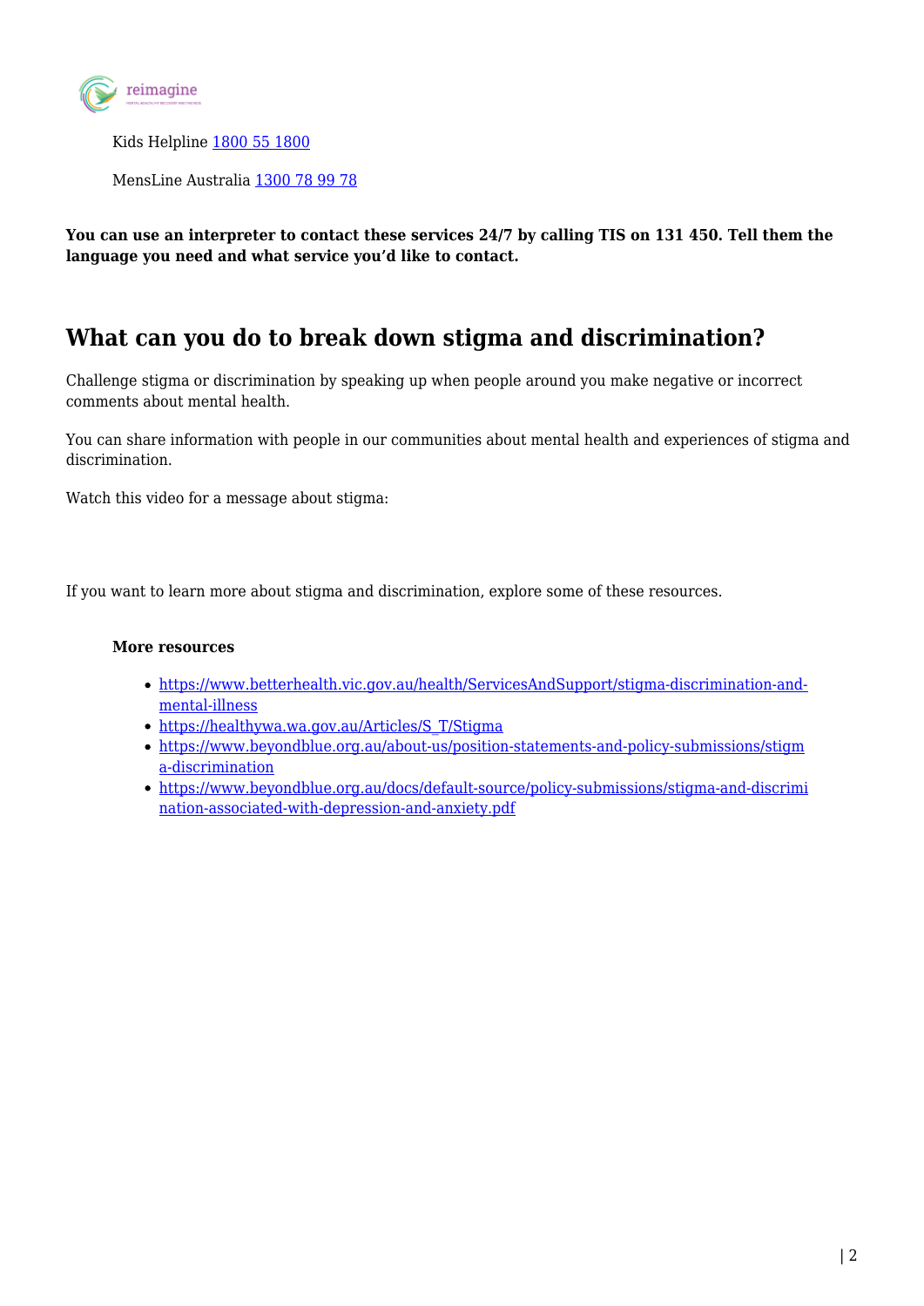Kids Helpline [1800 55 1800](tel:1800551800)

MensLine Australia [1300 78 99 78](tel:1300789978)

**You can use an interpreter to contact these services 24/7 by calling TIS on 131 450. Tell them the language you need and what service you'd like to contact.**

## What can you do to break down stigma and discrimination?

Challenge stigma or discrimination by speaking up when people around you make negative or incorrect comments about mental health.

You can share information with people in our communities about mental health and experiences of stigma and discrimination.

Watch this video for a message about stigma:

If you want to learn more about stigma and discrimination, explore some of these resources.

**More resources**

- https://www.betterhealth.vic.gov.au/health/ServicesAndSupport/stigma-discrimination-and-mental-illness
- https://healthywa.wa.gov.au/Articles/S_T/Stigma
- https://www.beyondblue.org.au/about-us/position-statements-and-policy-submissions/stigma-discrimination
- https://www.beyondblue.org.au/docs/default-source/policy-submissions/stigma-and-discrimination-associated-with-depression-and-anxiety.pdf